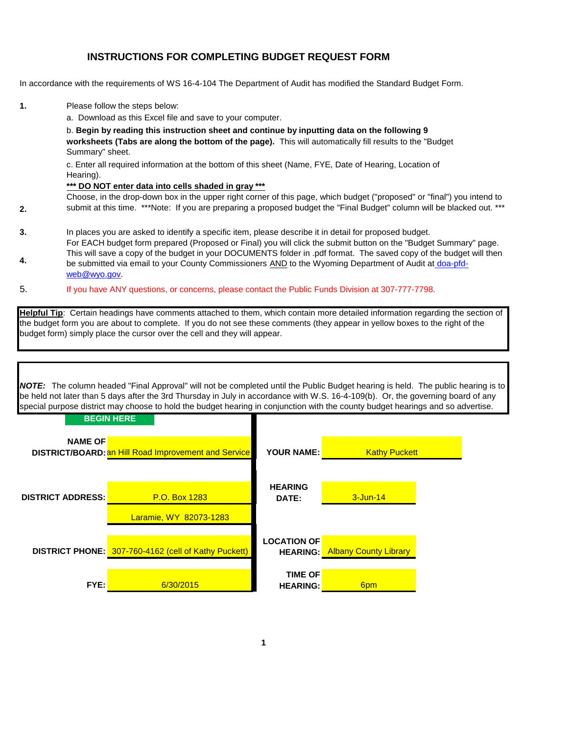# INSTRUCTIONS FOR COMPLETING BUDGET REQUEST FORM

In accordance with the requirements of WS 16-4-104 The Department of Audit has modified the Standard Budget Form.

**1.** Please follow the steps below:

a. Download as this Excel file and save to your computer.

b. **Begin by reading this instruction sheet and continue by inputting data on the following 9 worksheets (Tabs are along the bottom of the page).** This will automatically fill results to the "Budget Summary" sheet.

c. Enter all required information at the bottom of this sheet (Name, FYE, Date of Hearing, Location of Hearing).

***\*\*\* DO NOT enter data into cells shaded in gray \*\*\****

**2.** Choose, in the drop-down box in the upper right corner of this page, which budget ("proposed" or "final") you intend to submit at this time. ***Note: If you are preparing a proposed budget the "Final Budget" column will be blacked out. ***

**3.** In places you are asked to identify a specific item, please describe it in detail for proposed budget.

**4.** For EACH budget form prepared (Proposed or Final) you will click the submit button on the "Budget Summary" page. This will save a copy of the budget in your DOCUMENTS folder in .pdf format. The saved copy of the budget will then be submitted via email to your County Commissioners AND to the Wyoming Department of Audit at doa-pfd-web@wyo.gov.

5. If you have ANY questions, or concerns, please contact the Public Funds Division at 307-777-7798.

**Helpful Tip**: Certain headings have comments attached to them, which contain more detailed information regarding the section of the budget form you are about to complete. If you do not see these comments (they appear in yellow boxes to the right of the budget form) simply place the cursor over the cell and they will appear.

***NOTE:*** The column headed "Final Approval" will not be completed until the Public Budget hearing is held. The public hearing is to be held not later than 5 days after the 3rd Thursday in July in accordance with W.S. 16-4-109(b). Or, the governing board of any special purpose district may choose to hold the budget hearing in conjunction with the county budget hearings and so advertise.

**BEGIN HERE**

| | | | |
|---|---|---|---|
| **NAME OF DISTRICT/BOARD:** | an Hill Road Improvement and Service | **YOUR NAME:** | Kathy Puckett |
| **DISTRICT ADDRESS:** | P.O. Box 1283 | **HEARING DATE:** | 3-Jun-14 |
| | Laramie, WY 82073-1283 | | |
| **DISTRICT PHONE:** | 307-760-4162 (cell of Kathy Puckett) | **LOCATION OF HEARING:** | Albany County Library |
| **FYE:** | 6/30/2015 | **TIME OF HEARING:** | 6pm |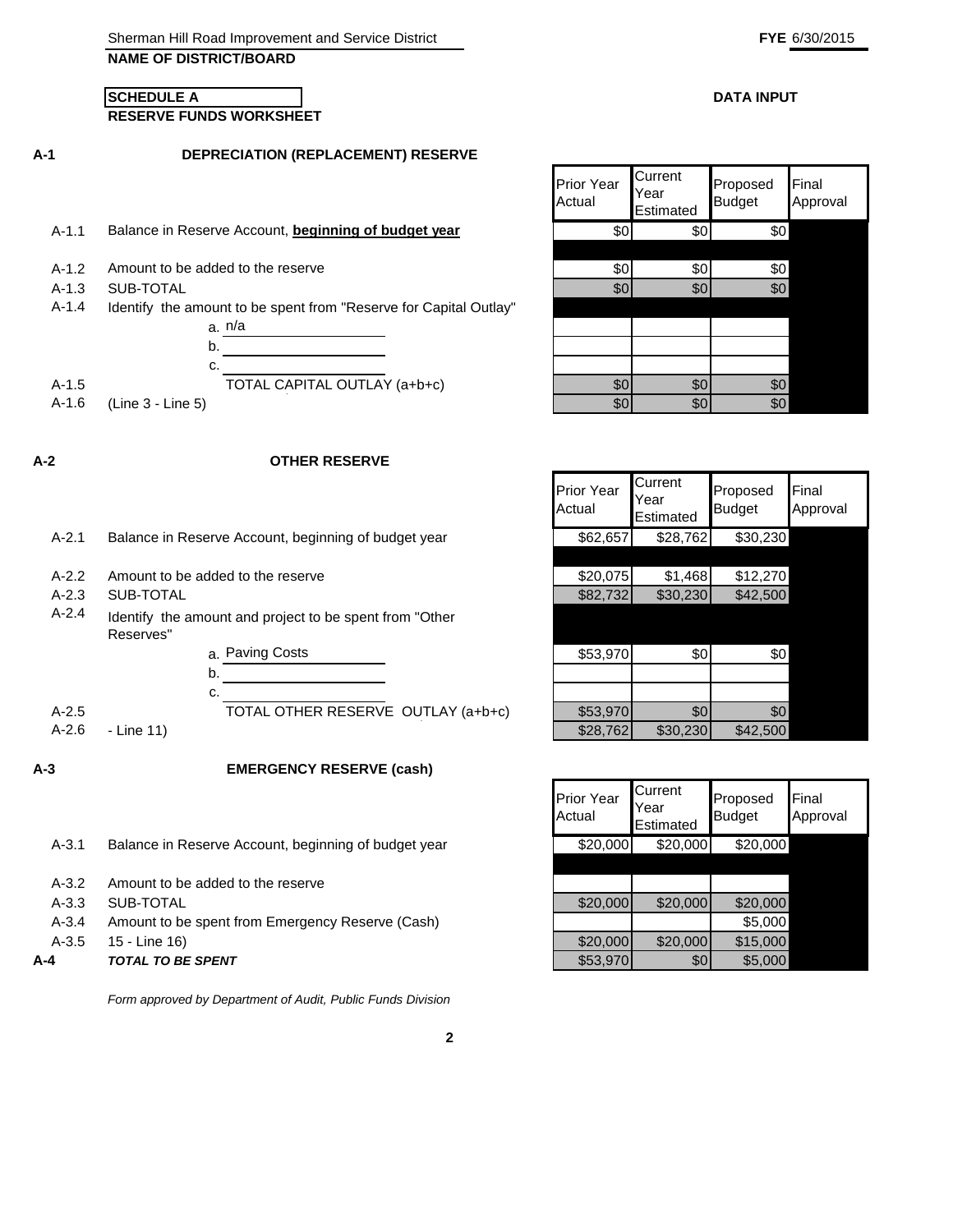Sherman Hill Road Improvement and Service District **FYE** 6/30/2015

**NAME OF DISTRICT/BOARD**

**SCHEDULE A**

**RESERVE FUNDS WORKSHEET**

**DATA INPUT**

## A-1 DEPRECIATION (REPLACEMENT) RESERVE

| | | Prior Year Actual | Current Year Estimated | Proposed Budget | Final Approval |
|---|---|---|---|---|---|
| A-1.1 | Balance in Reserve Account, **beginning of budget year** | $0 | $0 | $0 | |
| A-1.2 | Amount to be added to the reserve | $0 | $0 | $0 | |
| A-1.3 | SUB-TOTAL | $0 | $0 | $0 | |
| A-1.4 | Identify the amount to be spent from "Reserve for Capital Outlay" | | | | |
| | a. n/a | | | | |
| | b. | | | | |
| | c. | | | | |
| A-1.5 | TOTAL CAPITAL OUTLAY (a+b+c) | $0 | $0 | $0 | |
| A-1.6 | (Line 3 - Line 5) | $0 | $0 | $0 | |

## A-2 OTHER RESERVE

| | | Prior Year Actual | Current Year Estimated | Proposed Budget | Final Approval |
|---|---|---|---|---|---|
| A-2.1 | Balance in Reserve Account, beginning of budget year | $62,657 | $28,762 | $30,230 | |
| A-2.2 | Amount to be added to the reserve | $20,075 | $1,468 | $12,270 | |
| A-2.3 | SUB-TOTAL | $82,732 | $30,230 | $42,500 | |
| A-2.4 | Identify the amount and project to be spent from "Other Reserves" | | | | |
| | a. Paving Costs | $53,970 | $0 | $0 | |
| | b. | | | | |
| | c. | | | | |
| A-2.5 | TOTAL OTHER RESERVE OUTLAY (a+b+c) | $53,970 | $0 | $0 | |
| A-2.6 | - Line 11) | $28,762 | $30,230 | $42,500 | |

## A-3 EMERGENCY RESERVE (cash)

| | | Prior Year Actual | Current Year Estimated | Proposed Budget | Final Approval |
|---|---|---|---|---|---|
| A-3.1 | Balance in Reserve Account, beginning of budget year | $20,000 | $20,000 | $20,000 | |
| A-3.2 | Amount to be added to the reserve | | | | |
| A-3.3 | SUB-TOTAL | $20,000 | $20,000 | $20,000 | |
| A-3.4 | Amount to be spent from Emergency Reserve (Cash) | | | $5,000 | |
| A-3.5 | 15 - Line 16) | $20,000 | $20,000 | $15,000 | |
| **A-4** | ***TOTAL TO BE SPENT*** | $53,970 | $0 | $5,000 | |

*Form approved by Department of Audit, Public Funds Division*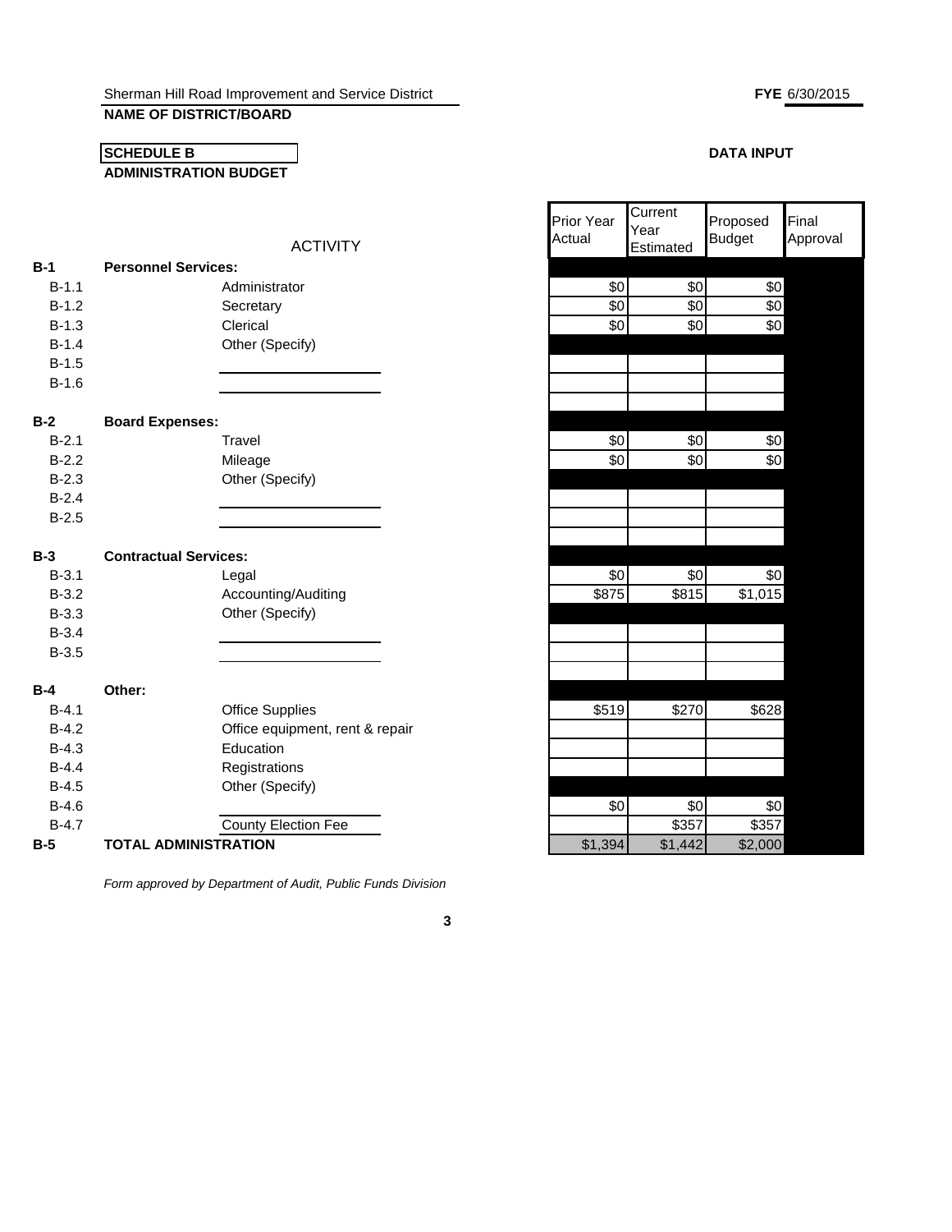Sherman Hill Road Improvement and Service District

**NAME OF DISTRICT/BOARD**

**FYE** 6/30/2015

**SCHEDULE B**

**ADMINISTRATION BUDGET**

**DATA INPUT**

| | ACTIVITY | | Prior Year Actual | Current Year Estimated | Proposed Budget | Final Approval |
|---|---|---|---|---|---|---|
| **B-1** | **Personnel Services:** | | | | | |
| B-1.1 | | Administrator | $0 | $0 | $0 | |
| B-1.2 | | Secretary | $0 | $0 | $0 | |
| B-1.3 | | Clerical | $0 | $0 | $0 | |
| B-1.4 | | Other (Specify) | | | | |
| B-1.5 | | | | | | |
| B-1.6 | | | | | | |
| **B-2** | **Board Expenses:** | | | | | |
| B-2.1 | | Travel | $0 | $0 | $0 | |
| B-2.2 | | Mileage | $0 | $0 | $0 | |
| B-2.3 | | Other (Specify) | | | | |
| B-2.4 | | | | | | |
| B-2.5 | | | | | | |
| **B-3** | **Contractual Services:** | | | | | |
| B-3.1 | | Legal | $0 | $0 | $0 | |
| B-3.2 | | Accounting/Auditing | $875 | $815 | $1,015 | |
| B-3.3 | | Other (Specify) | | | | |
| B-3.4 | | | | | | |
| B-3.5 | | | | | | |
| **B-4** | **Other:** | | | | | |
| B-4.1 | | Office Supplies | $519 | $270 | $628 | |
| B-4.2 | | Office equipment, rent & repair | | | | |
| B-4.3 | | Education | | | | |
| B-4.4 | | Registrations | | | | |
| B-4.5 | | Other (Specify) | | | | |
| B-4.6 | | | $0 | $0 | $0 | |
| B-4.7 | | County Election Fee | | $357 | $357 | |
| **B-5** | **TOTAL ADMINISTRATION** | | $1,394 | $1,442 | $2,000 | |

*Form approved by Department of Audit, Public Funds Division*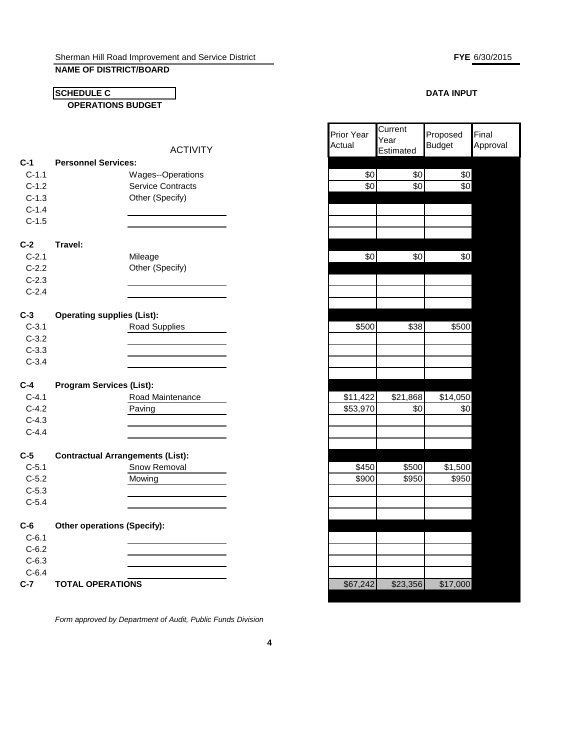Sherman Hill Road Improvement and Service District

**NAME OF DISTRICT/BOARD**

**FYE** 6/30/2015

**SCHEDULE C**

**OPERATIONS BUDGET**

**DATA INPUT**

| | ACTIVITY | Prior Year Actual | Current Year Estimated | Proposed Budget | Final Approval |
|---|---|---|---|---|---|
| **C-1** | **Personnel Services:** | | | | |
| C-1.1 | Wages--Operations | $0 | $0 | $0 | |
| C-1.2 | Service Contracts | $0 | $0 | $0 | |
| C-1.3 | Other (Specify) | | | | |
| C-1.4 | | | | | |
| C-1.5 | | | | | |
| **C-2** | **Travel:** | | | | |
| C-2.1 | Mileage | $0 | $0 | $0 | |
| C-2.2 | Other (Specify) | | | | |
| C-2.3 | | | | | |
| C-2.4 | | | | | |
| **C-3** | **Operating supplies (List):** | | | | |
| C-3.1 | Road Supplies | $500 | $38 | $500 | |
| C-3.2 | | | | | |
| C-3.3 | | | | | |
| C-3.4 | | | | | |
| **C-4** | **Program Services (List):** | | | | |
| C-4.1 | Road Maintenance | $11,422 | $21,868 | $14,050 | |
| C-4.2 | Paving | $53,970 | $0 | $0 | |
| C-4.3 | | | | | |
| C-4.4 | | | | | |
| **C-5** | **Contractual Arrangements (List):** | | | | |
| C-5.1 | Snow Removal | $450 | $500 | $1,500 | |
| C-5.2 | Mowing | $900 | $950 | $950 | |
| C-5.3 | | | | | |
| C-5.4 | | | | | |
| **C-6** | **Other operations (Specify):** | | | | |
| C-6.1 | | | | | |
| C-6.2 | | | | | |
| C-6.3 | | | | | |
| C-6.4 | | | | | |
| **C-7** | **TOTAL OPERATIONS** | $67,242 | $23,356 | $17,000 | |

*Form approved by Department of Audit, Public Funds Division*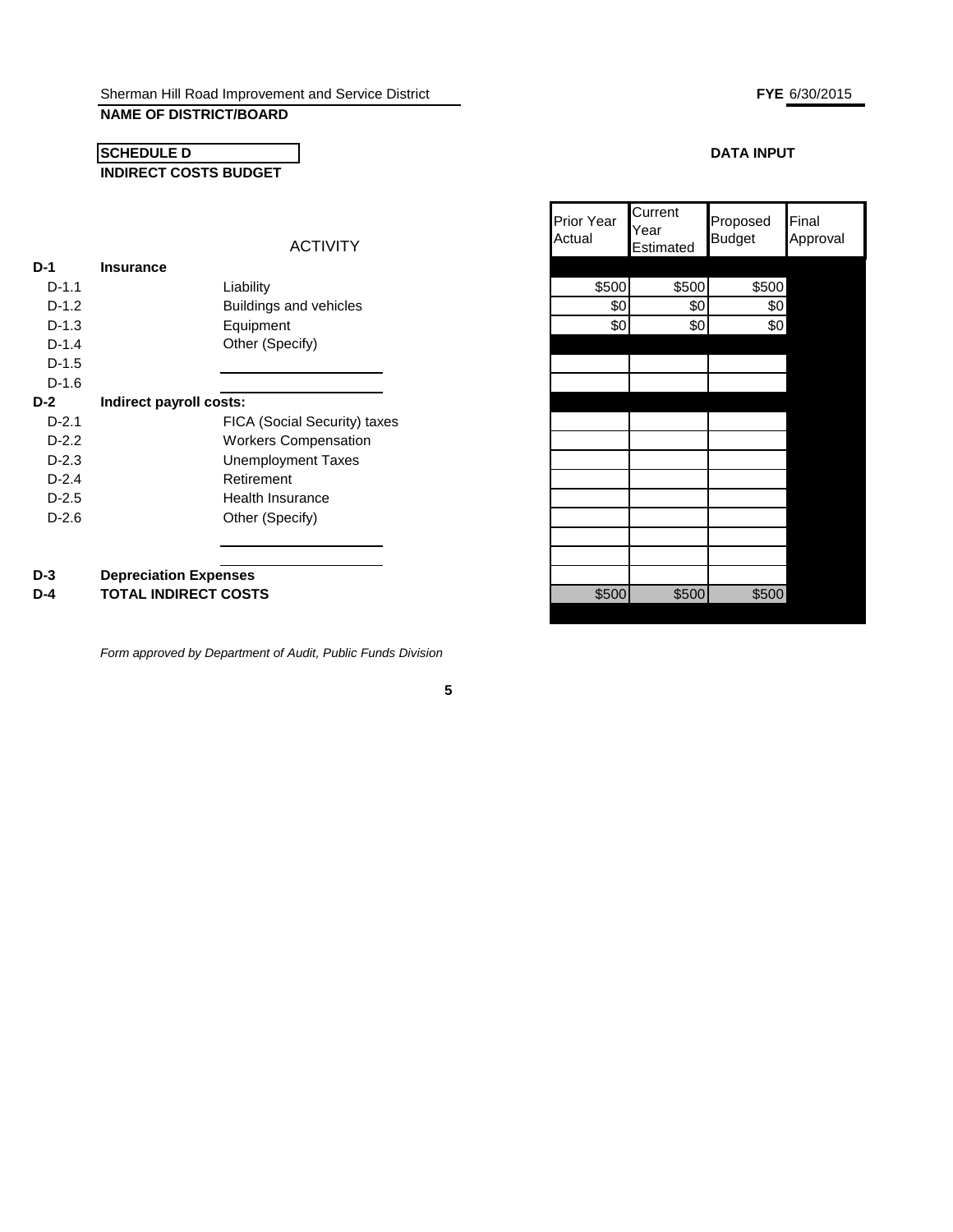Sherman Hill Road Improvement and Service District

**NAME OF DISTRICT/BOARD**

**FYE** 6/30/2015

**SCHEDULE D**

**INDIRECT COSTS BUDGET**

**DATA INPUT**

| | | ACTIVITY | Prior Year Actual | Current Year Estimated | Proposed Budget | Final Approval |
|---|---|---|---|---|---|---|
| **D-1** | **Insurance** | | | | | |
| D-1.1 | | Liability | $500 | $500 | $500 | |
| D-1.2 | | Buildings and vehicles | $0 | $0 | $0 | |
| D-1.3 | | Equipment | $0 | $0 | $0 | |
| D-1.4 | | Other (Specify) | | | | |
| D-1.5 | | | | | | |
| D-1.6 | | | | | | |
| **D-2** | **Indirect payroll costs:** | | | | | |
| D-2.1 | | FICA (Social Security) taxes | | | | |
| D-2.2 | | Workers Compensation | | | | |
| D-2.3 | | Unemployment Taxes | | | | |
| D-2.4 | | Retirement | | | | |
| D-2.5 | | Health Insurance | | | | |
| D-2.6 | | Other (Specify) | | | | |
| | | | | | | |
| | | | | | | |
| **D-3** | **Depreciation Expenses** | | | | | |
| **D-4** | **TOTAL INDIRECT COSTS** | | $500 | $500 | $500 | |

*Form approved by Department of Audit, Public Funds Division*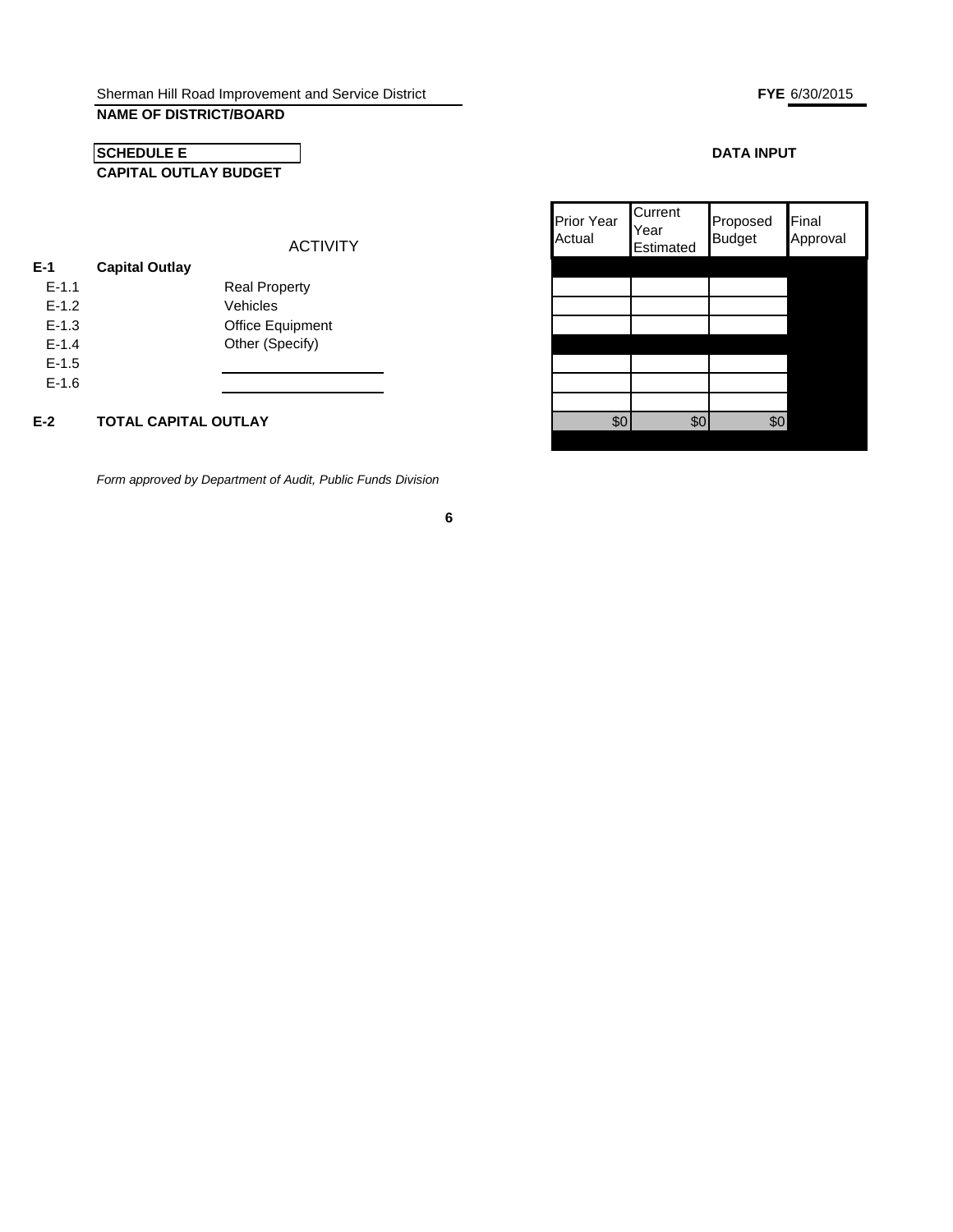Sherman Hill Road Improvement and Service District

**NAME OF DISTRICT/BOARD**

**FYE** 6/30/2015

**SCHEDULE E**

**CAPITAL OUTLAY BUDGET**

**DATA INPUT**

| | | ACTIVITY | Prior Year Actual | Current Year Estimated | Proposed Budget | Final Approval |
|---|---|---|---|---|---|---|
| **E-1** | **Capital Outlay** | | | | | |
| E-1.1 | | Real Property | | | | |
| E-1.2 | | Vehicles | | | | |
| E-1.3 | | Office Equipment | | | | |
| E-1.4 | | Other (Specify) | | | | |
| E-1.5 | | | | | | |
| E-1.6 | | | | | | |
| **E-2** | **TOTAL CAPITAL OUTLAY** | | $0 | $0 | $0 | |

*Form approved by Department of Audit, Public Funds Division*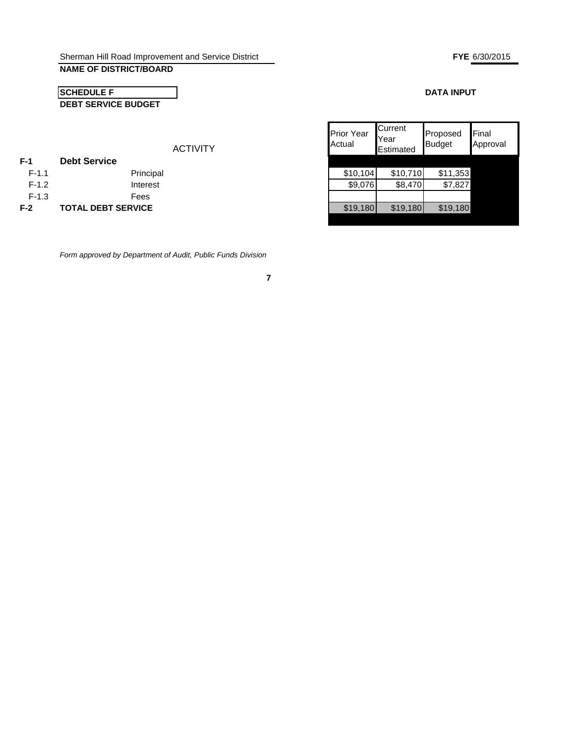Sherman Hill Road Improvement and Service District

**FYE** 6/30/2015

**NAME OF DISTRICT/BOARD**

**SCHEDULE F**

**DEBT SERVICE BUDGET**

**DATA INPUT**

| | ACTIVITY | Prior Year Actual | Current Year Estimated | Proposed Budget | Final Approval |
|---|---|---|---|---|---|
| **F-1** | **Debt Service** | | | | |
| F-1.1 | Principal | $10,104 | $10,710 | $11,353 | |
| F-1.2 | Interest | $9,076 | $8,470 | $7,827 | |
| F-1.3 | Fees | | | | |
| **F-2** | **TOTAL DEBT SERVICE** | $19,180 | $19,180 | $19,180 | |

*Form approved by Department of Audit, Public Funds Division*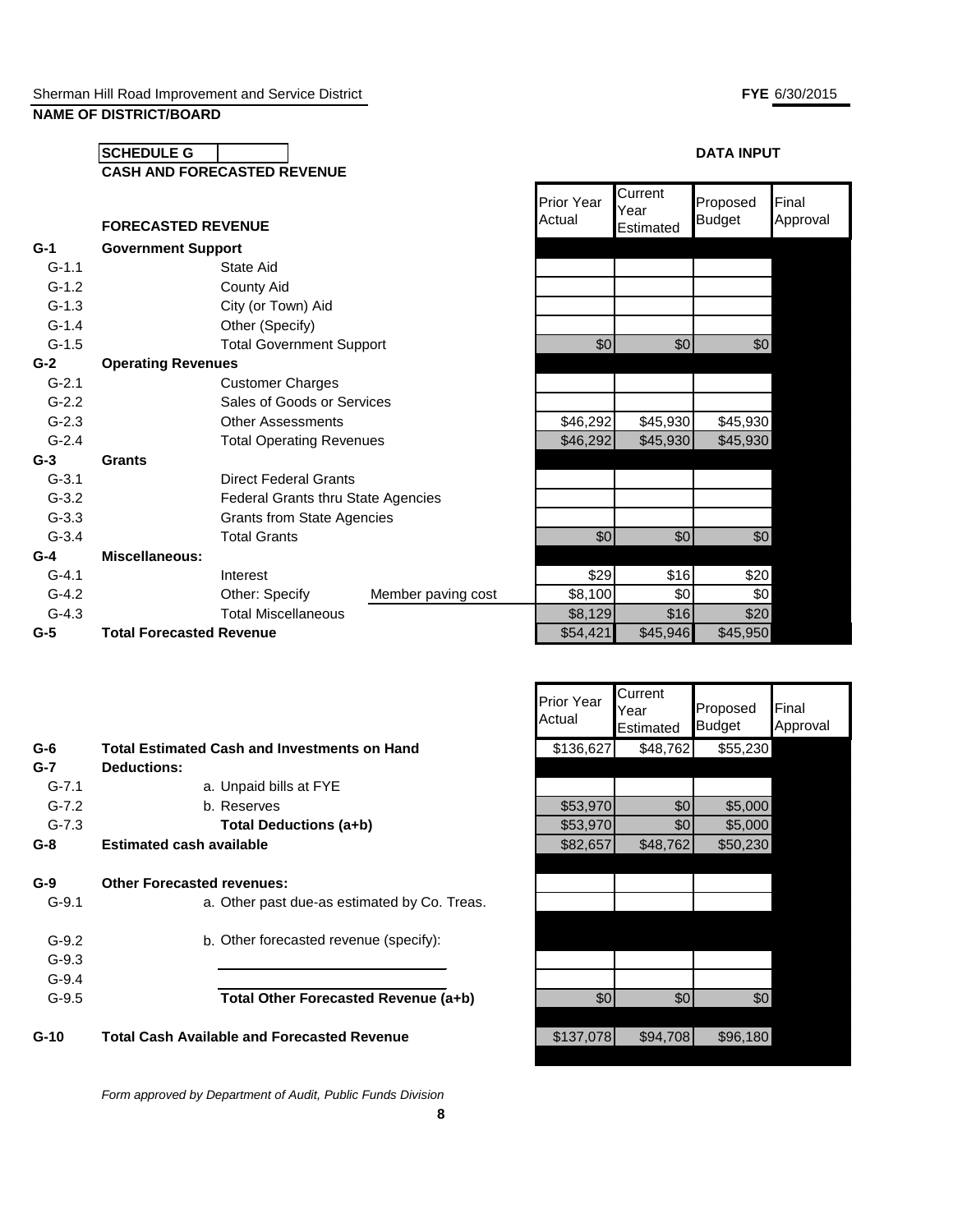Sherman Hill Road Improvement and Service District **FYE** 6/30/2015

**NAME OF DISTRICT/BOARD**

**SCHEDULE G**

**CASH AND FORECASTED REVENUE**

**DATA INPUT**

| | **FORECASTED REVENUE** | Prior Year Actual | Current Year Estimated | Proposed Budget | Final Approval |
|---|---|---|---|---|---|
| **G-1** | **Government Support** | | | | |
| G-1.1 | State Aid | | | | |
| G-1.2 | County Aid | | | | |
| G-1.3 | City (or Town) Aid | | | | |
| G-1.4 | Other (Specify) | | | | |
| G-1.5 | Total Government Support | $0 | $0 | $0 | |
| **G-2** | **Operating Revenues** | | | | |
| G-2.1 | Customer Charges | | | | |
| G-2.2 | Sales of Goods or Services | | | | |
| G-2.3 | Other Assessments | $46,292 | $45,930 | $45,930 | |
| G-2.4 | Total Operating Revenues | $46,292 | $45,930 | $45,930 | |
| **G-3** | **Grants** | | | | |
| G-3.1 | Direct Federal Grants | | | | |
| G-3.2 | Federal Grants thru State Agencies | | | | |
| G-3.3 | Grants from State Agencies | | | | |
| G-3.4 | Total Grants | $0 | $0 | $0 | |
| **G-4** | **Miscellaneous:** | | | | |
| G-4.1 | Interest | $29 | $16 | $20 | |
| G-4.2 | Other: Specify — Member paving cost | $8,100 | $0 | $0 | |
| G-4.3 | Total Miscellaneous | $8,129 | $16 | $20 | |
| **G-5** | **Total Forecasted Revenue** | $54,421 | $45,946 | $45,950 | |

| | | Prior Year Actual | Current Year Estimated | Proposed Budget | Final Approval |
|---|---|---|---|---|---|
| **G-6** | **Total Estimated Cash and Investments on Hand** | $136,627 | $48,762 | $55,230 | |
| **G-7** | **Deductions:** | | | | |
| G-7.1 | a. Unpaid bills at FYE | | | | |
| G-7.2 | b. Reserves | $53,970 | $0 | $5,000 | |
| G-7.3 | **Total Deductions (a+b)** | $53,970 | $0 | $5,000 | |
| **G-8** | **Estimated cash available** | $82,657 | $48,762 | $50,230 | |
| **G-9** | **Other Forecasted revenues:** | | | | |
| G-9.1 | a. Other past due-as estimated by Co. Treas. | | | | |
| G-9.2 | b. Other forecasted revenue (specify): | | | | |
| G-9.3 | | | | | |
| G-9.4 | | | | | |
| G-9.5 | **Total Other Forecasted Revenue (a+b)** | $0 | $0 | $0 | |
| **G-10** | **Total Cash Available and Forecasted Revenue** | $137,078 | $94,708 | $96,180 | |

*Form approved by Department of Audit, Public Funds Division*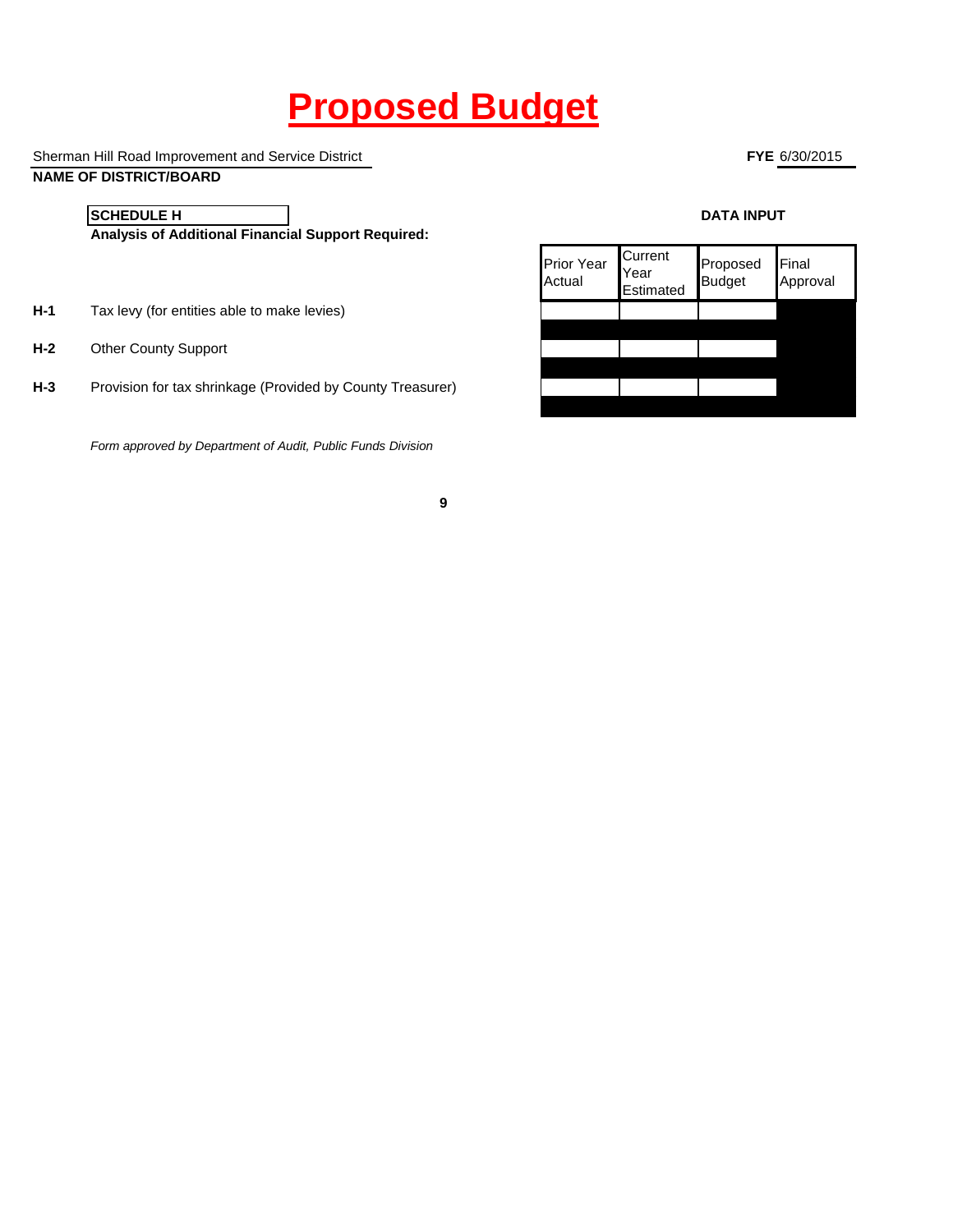# Proposed Budget

Sherman Hill Road Improvement and Service District

**NAME OF DISTRICT/BOARD**

**FYE** 6/30/2015

**SCHEDULE H**

**Analysis of Additional Financial Support Required:**

**DATA INPUT**

| | | Prior Year Actual | Current Year Estimated | Proposed Budget | Final Approval |
|---|---|---|---|---|---|
| **H-1** | Tax levy (for entities able to make levies) | | | | |
| **H-2** | Other County Support | | | | |
| **H-3** | Provision for tax shrinkage (Provided by County Treasurer) | | | | |

*Form approved by Department of Audit, Public Funds Division*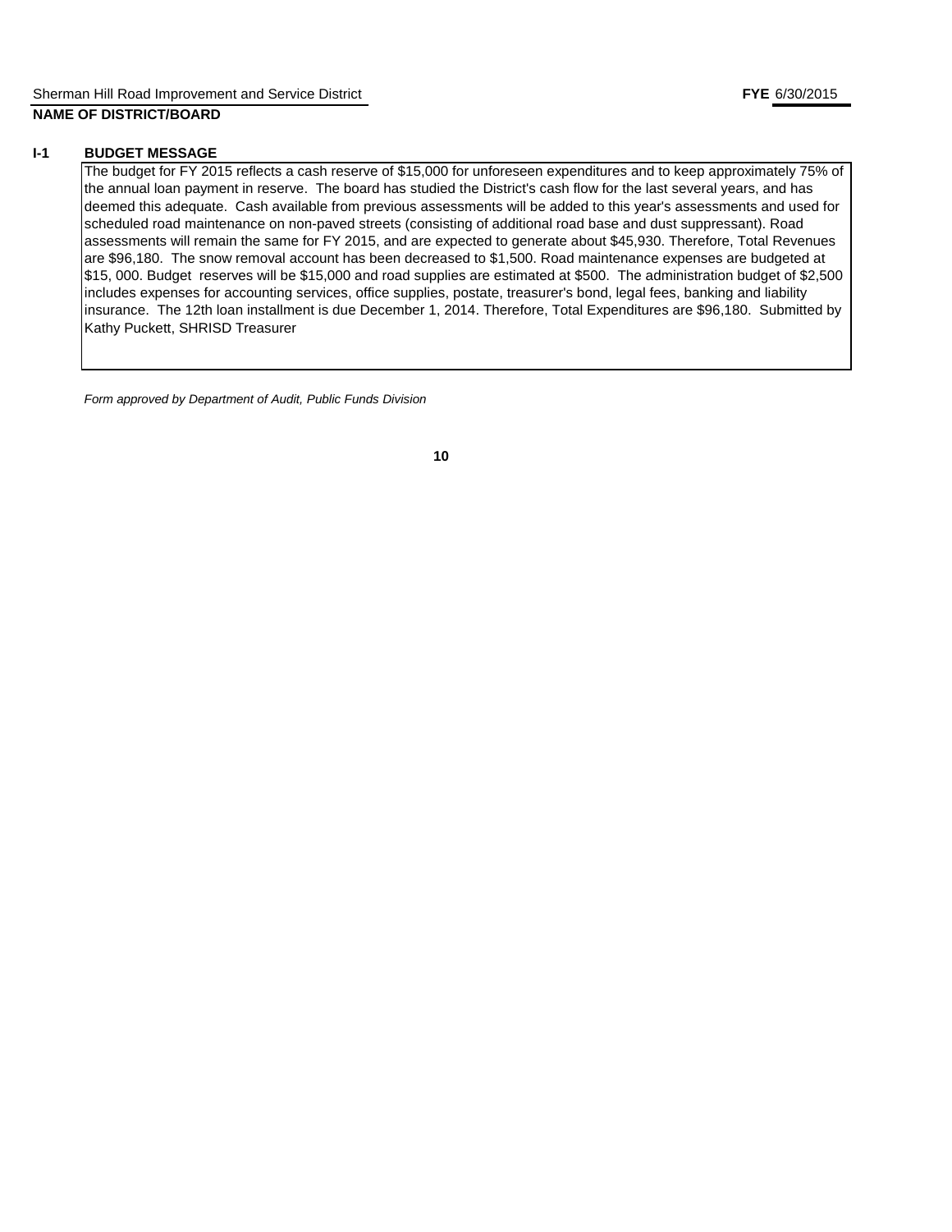Sherman Hill Road Improvement and Service District **FYE** 6/30/2015

**NAME OF DISTRICT/BOARD**

## I-1 BUDGET MESSAGE

The budget for FY 2015 reflects a cash reserve of $15,000 for unforeseen expenditures and to keep approximately 75% of the annual loan payment in reserve. The board has studied the District's cash flow for the last several years, and has deemed this adequate. Cash available from previous assessments will be added to this year's assessments and used for scheduled road maintenance on non-paved streets (consisting of additional road base and dust suppressant). Road assessments will remain the same for FY 2015, and are expected to generate about $45,930. Therefore, Total Revenues are $96,180. The snow removal account has been decreased to $1,500. Road maintenance expenses are budgeted at $15, 000. Budget reserves will be $15,000 and road supplies are estimated at $500. The administration budget of $2,500 includes expenses for accounting services, office supplies, postate, treasurer's bond, legal fees, banking and liability insurance. The 12th loan installment is due December 1, 2014. Therefore, Total Expenditures are $96,180. Submitted by Kathy Puckett, SHRISD Treasurer

*Form approved by Department of Audit, Public Funds Division*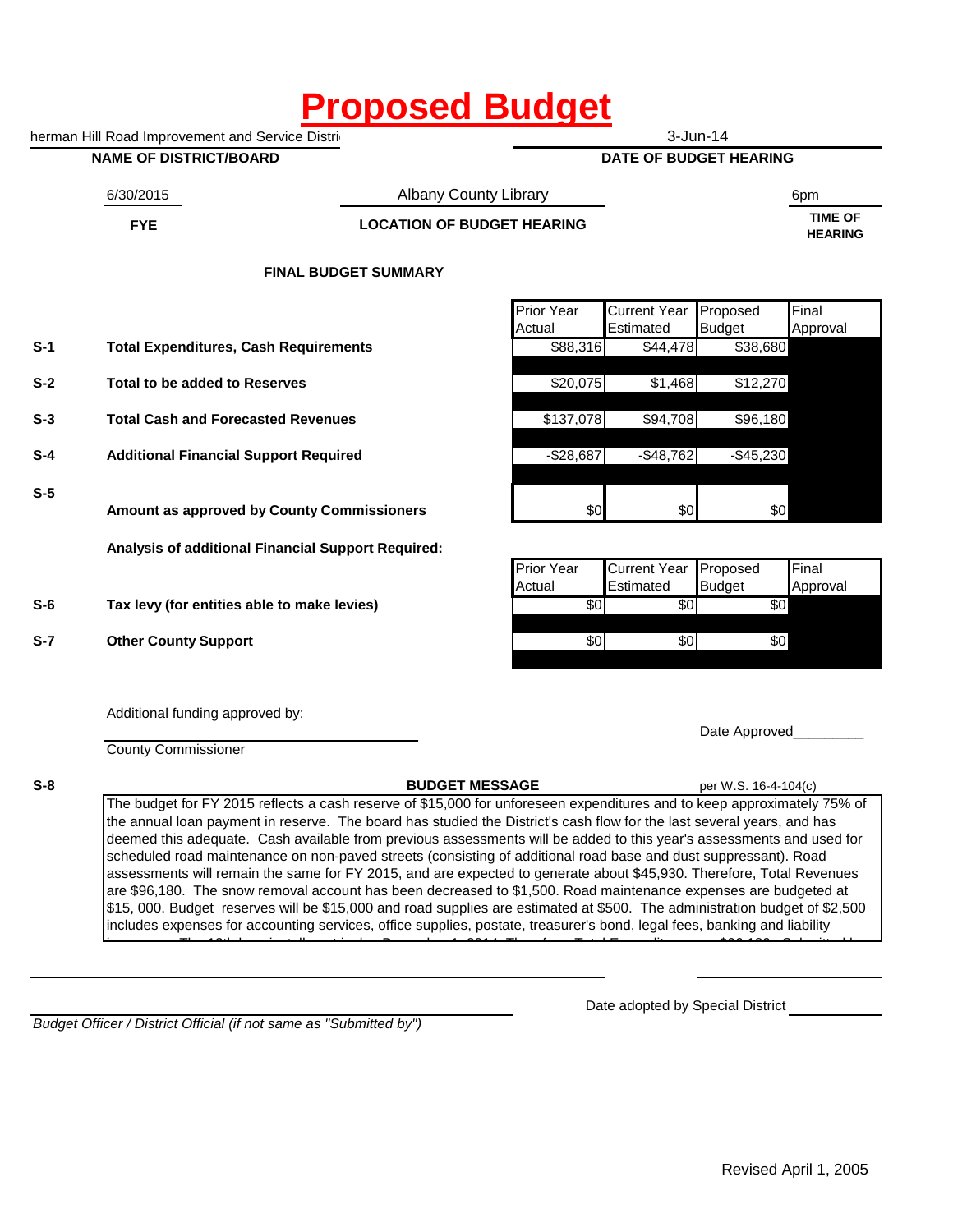# Proposed Budget

herman Hill Road Improvement and Service Distri

**NAME OF DISTRICT/BOARD**

3-Jun-14

**DATE OF BUDGET HEARING**

6/30/2015

**FYE**

Albany County Library

**LOCATION OF BUDGET HEARING**

6pm

**TIME OF HEARING**

**FINAL BUDGET SUMMARY**

| | | Prior Year Actual | Current Year Estimated | Proposed Budget | Final Approval |
|---|---|---|---|---|---|
| S-1 | **Total Expenditures, Cash Requirements** | $88,316 | $44,478 | $38,680 | |
| S-2 | **Total to be added to Reserves** | $20,075 | $1,468 | $12,270 | |
| S-3 | **Total Cash and Forecasted Revenues** | $137,078 | $94,708 | $96,180 | |
| S-4 | **Additional Financial Support Required** | -$28,687 | -$48,762 | -$45,230 | |
| S-5 | **Amount as approved by County Commissioners** | $0 | $0 | $0 | |

**Analysis of additional Financial Support Required:**

| | | Prior Year Actual | Current Year Estimated | Proposed Budget | Final Approval |
|---|---|---|---|---|---|
| S-6 | **Tax levy (for entities able to make levies)** | $0 | $0 | $0 | |
| S-7 | **Other County Support** | $0 | $0 | $0 | |

Additional funding approved by:

County Commissioner

Date Approved_________

S-8 **BUDGET MESSAGE** per W.S. 16-4-104(c)

The budget for FY 2015 reflects a cash reserve of $15,000 for unforeseen expenditures and to keep approximately 75% of the annual loan payment in reserve. The board has studied the District's cash flow for the last several years, and has deemed this adequate. Cash available from previous assessments will be added to this year's assessments and used for scheduled road maintenance on non-paved streets (consisting of additional road base and dust suppressant). Road assessments will remain the same for FY 2015, and are expected to generate about $45,930. Therefore, Total Revenues are $96,180. The snow removal account has been decreased to $1,500. Road maintenance expenses are budgeted at $15, 000. Budget reserves will be $15,000 and road supplies are estimated at $500. The administration budget of $2,500 includes expenses for accounting services, office supplies, postate, treasurer's bond, legal fees, banking and liability

Date adopted by Special District

*Budget Officer / District Official (if not same as "Submitted by")*

Revised April 1, 2005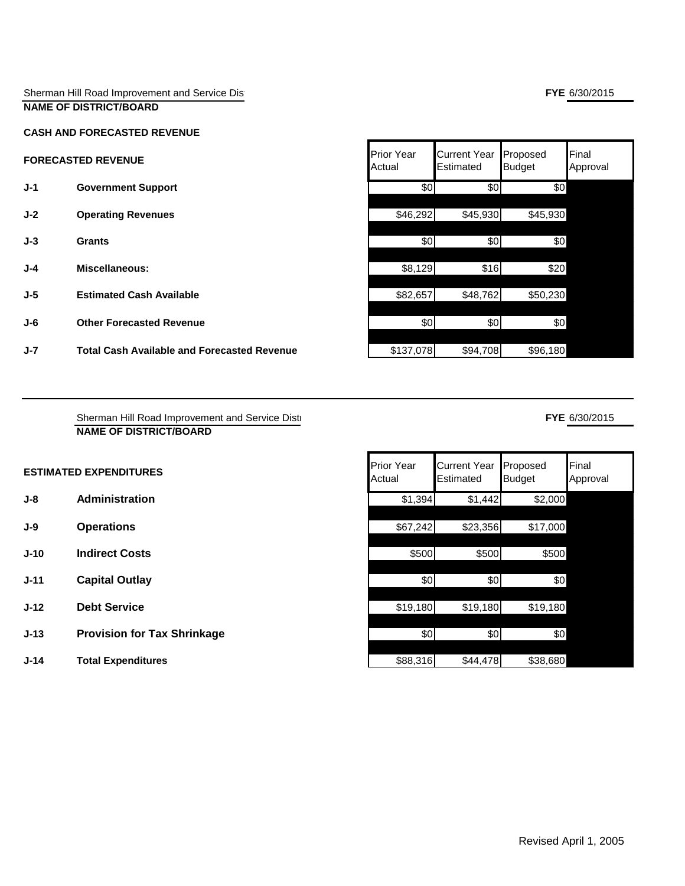Sherman Hill Road Improvement and Service Dis

**NAME OF DISTRICT/BOARD**

**FYE** 6/30/2015

**CASH AND FORECASTED REVENUE**

| **FORECASTED REVENUE** | | Prior Year Actual | Current Year Estimated | Proposed Budget | Final Approval |
|---|---|---|---|---|---|
| **J-1** | **Government Support** | $0 | $0 | $0 | |
| **J-2** | **Operating Revenues** | $46,292 | $45,930 | $45,930 | |
| **J-3** | **Grants** | $0 | $0 | $0 | |
| **J-4** | **Miscellaneous:** | $8,129 | $16 | $20 | |
| **J-5** | **Estimated Cash Available** | $82,657 | $48,762 | $50,230 | |
| **J-6** | **Other Forecasted Revenue** | $0 | $0 | $0 | |
| **J-7** | **Total Cash Available and Forecasted Revenue** | $137,078 | $94,708 | $96,180 | |

---

Sherman Hill Road Improvement and Service Distr

**NAME OF DISTRICT/BOARD**

**FYE** 6/30/2015

| **ESTIMATED EXPENDITURES** | | Prior Year Actual | Current Year Estimated | Proposed Budget | Final Approval |
|---|---|---|---|---|---|
| **J-8** | **Administration** | $1,394 | $1,442 | $2,000 | |
| **J-9** | **Operations** | $67,242 | $23,356 | $17,000 | |
| **J-10** | **Indirect Costs** | $500 | $500 | $500 | |
| **J-11** | **Capital Outlay** | $0 | $0 | $0 | |
| **J-12** | **Debt Service** | $19,180 | $19,180 | $19,180 | |
| **J-13** | **Provision for Tax Shrinkage** | $0 | $0 | $0 | |
| **J-14** | **Total Expenditures** | $88,316 | $44,478 | $38,680 | |

Revised April 1, 2005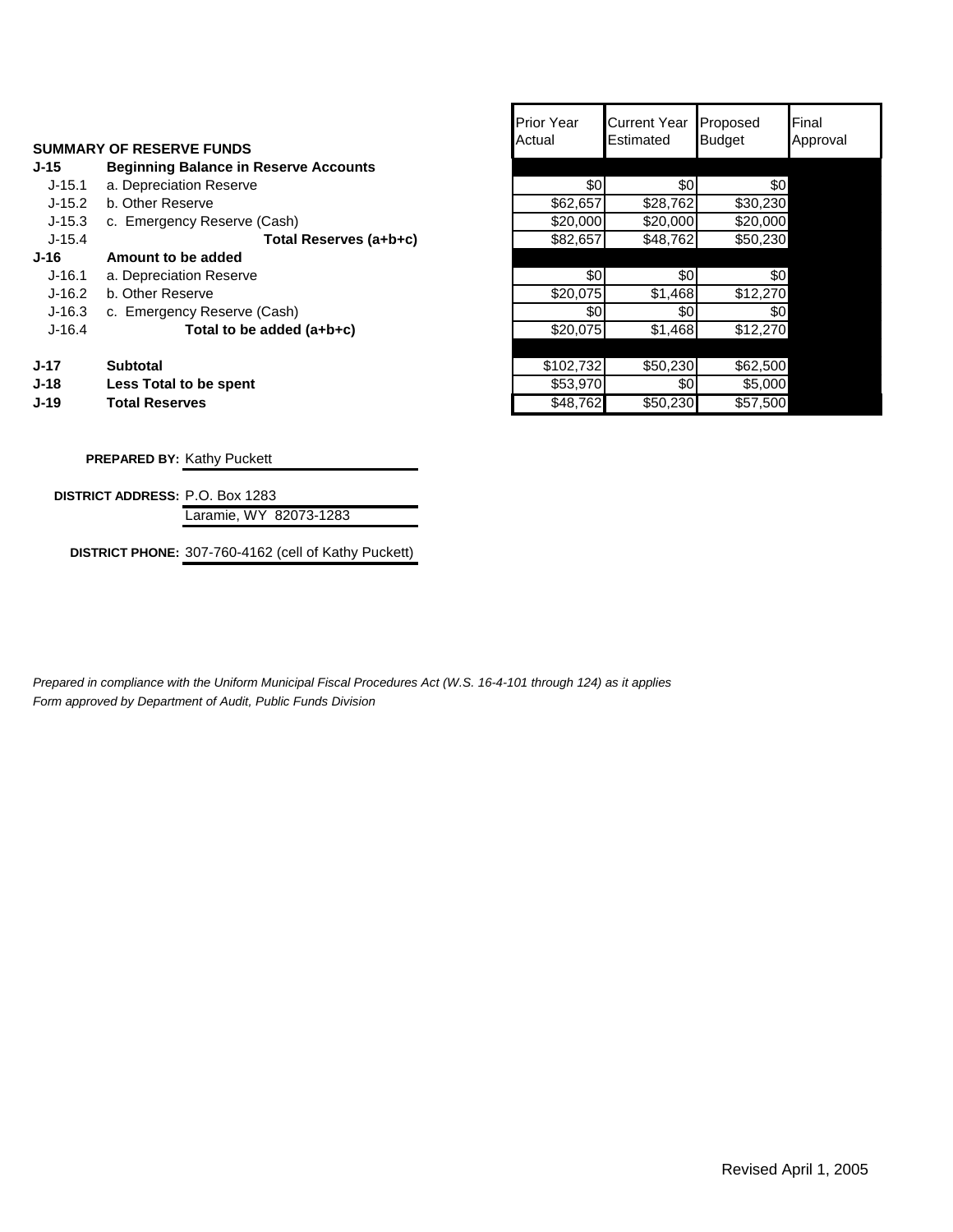## SUMMARY OF RESERVE FUNDS

| | | Prior Year Actual | Current Year Estimated | Proposed Budget | Final Approval |
|---|---|---|---|---|---|
| **J-15** | **Beginning Balance in Reserve Accounts** | | | | |
| J-15.1 | a. Depreciation Reserve | $0 | $0 | $0 | |
| J-15.2 | b. Other Reserve | $62,657 | $28,762 | $30,230 | |
| J-15.3 | c. Emergency Reserve (Cash) | $20,000 | $20,000 | $20,000 | |
| J-15.4 | **Total Reserves (a+b+c)** | $82,657 | $48,762 | $50,230 | |
| **J-16** | **Amount to be added** | | | | |
| J-16.1 | a. Depreciation Reserve | $0 | $0 | $0 | |
| J-16.2 | b. Other Reserve | $20,075 | $1,468 | $12,270 | |
| J-16.3 | c. Emergency Reserve (Cash) | $0 | $0 | $0 | |
| J-16.4 | **Total to be added (a+b+c)** | $20,075 | $1,468 | $12,270 | |
| **J-17** | **Subtotal** | $102,732 | $50,230 | $62,500 | |
| **J-18** | **Less Total to be spent** | $53,970 | $0 | $5,000 | |
| **J-19** | **Total Reserves** | $48,762 | $50,230 | $57,500 | |

**PREPARED BY:** Kathy Puckett

**DISTRICT ADDRESS:** P.O. Box 1283
Laramie, WY 82073-1283

**DISTRICT PHONE:** 307-760-4162 (cell of Kathy Puckett)

*Prepared in compliance with the Uniform Municipal Fiscal Procedures Act (W.S. 16-4-101 through 124) as it applies*
*Form approved by Department of Audit, Public Funds Division*

Revised April 1, 2005